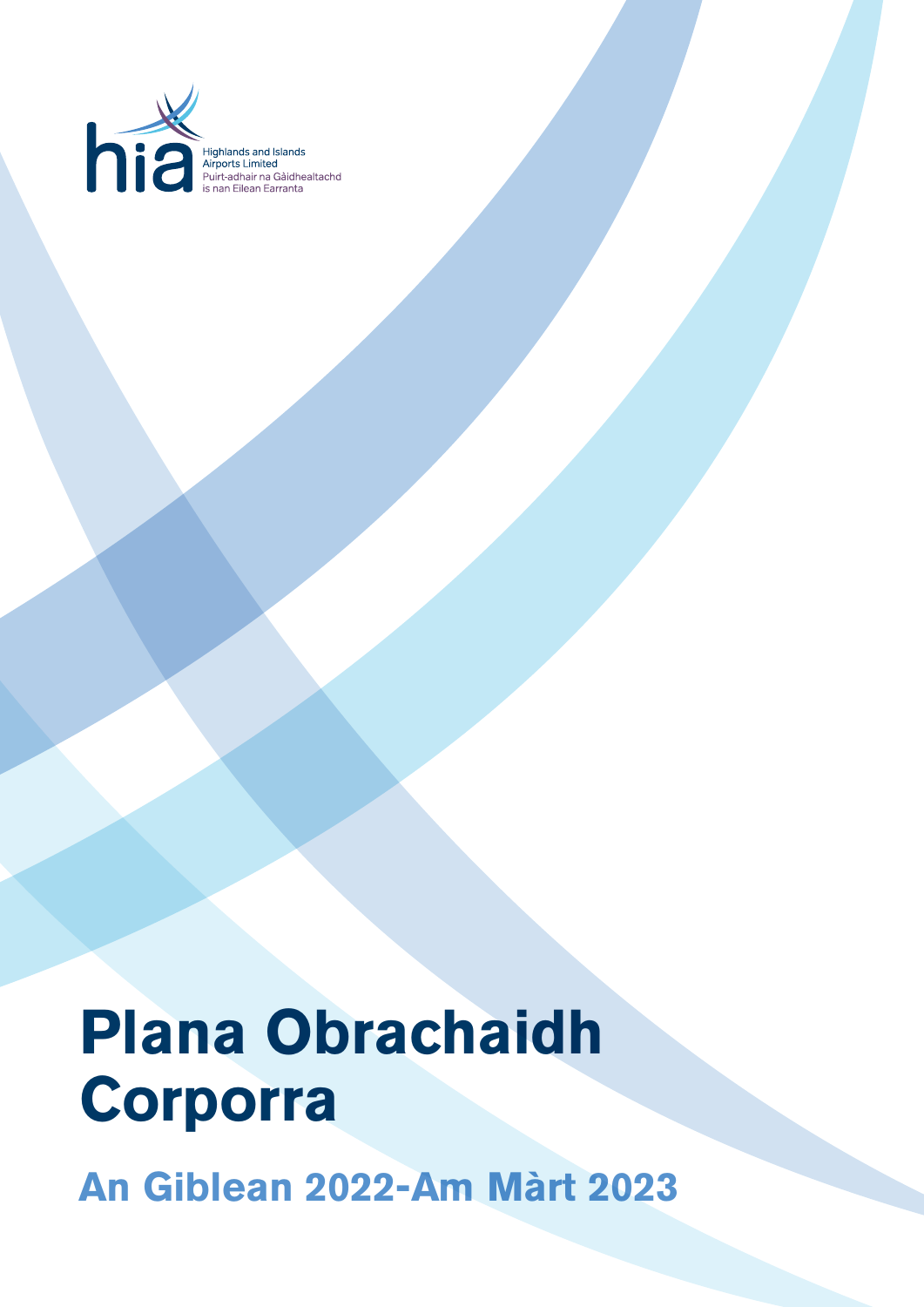hia

Highlands and Islands Airports Limited
Puirt-adhair na Gàidhealtachd is nan Eilean Earranta

# Plana Obrachaidh Corporra

## An Giblean 2022-Am Màrt 2023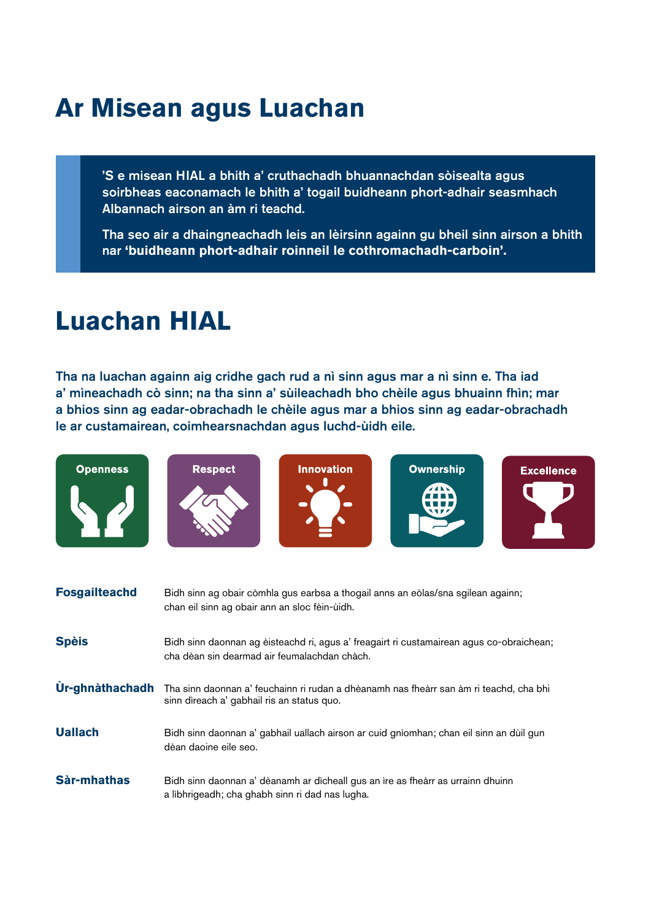# Ar Misean agus Luachan

> 'S e misean HIAL a bhith a' cruthachadh bhuannachdan sòisealta agus soirbheas eaconamach le bhith a' togail buidheann phort-adhair seasmhach Albannach airson an àm ri teachd.
>
> Tha seo air a dhaingneachadh leis an lèirsinn againn gu bheil sinn airson a bhith nar **'buidheann phort-adhair roinneil le cothromachadh-carboin'.**

# Luachan HIAL

**Tha na luachan againn aig cridhe gach rud a nì sinn agus mar a nì sinn e. Tha iad a' mìneachadh cò sinn; na tha sinn a' sùileachadh bho chèile agus bhuainn fhìn; mar a bhios sinn ag eadar-obrachadh le chèile agus mar a bhios sinn ag eadar-obrachadh le ar custamairean, coimhearsnachdan agus luchd-ùidh eile.**

Openness | Respect | Innovation | Ownership | Excellence

| | |
|---|---|
| **Fosgailteachd** | Bidh sinn ag obair còmhla gus earbsa a thogail anns an eòlas/sna sgilean againn; chan eil sinn ag obair ann an sloc fèin-ùidh. |
| **Spèis** | Bidh sinn daonnan ag èisteachd ri, agus a' freagairt ri custamairean agus co-obraichean; cha dèan sin dearmad air feumalachdan chàch. |
| **Ùr-ghnàthachadh** | Tha sinn daonnan a' feuchainn ri rudan a dhèanamh nas fheàrr san àm ri teachd, cha bhi sinn dìreach a' gabhail ris an status quo. |
| **Uallach** | Bidh sinn daonnan a' gabhail uallach airson ar cuid gnìomhan; chan eil sinn an dùil gun dèan daoine eile seo. |
| **Sàr-mhathas** | Bidh sinn daonnan a' dèanamh ar dìcheall gus an ìre as fheàrr as urrainn dhuinn a libhrigeadh; cha ghabh sinn ri dad nas lugha. |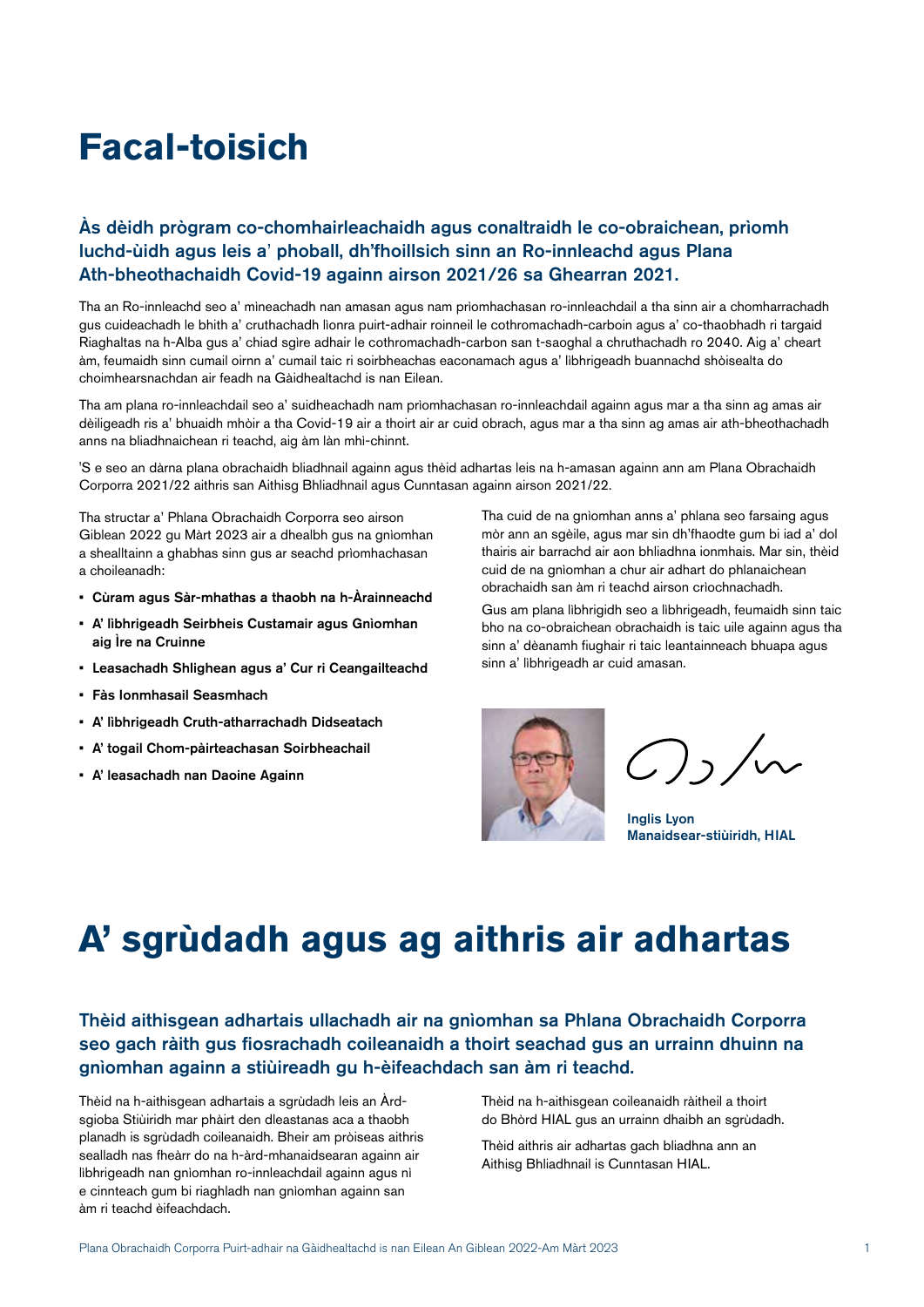# Facal-toisich

### Às dèidh prògram co-chomhairleachaidh agus conaltraidh le co-obraichean, prìomh luchd-ùidh agus leis a' phoball, dh'fhoillsich sinn an Ro-innleachd agus Plana Ath-bheothachaidh Covid-19 againn airson 2021/26 sa Ghearran 2021.

Tha an Ro-innleachd seo a' mìneachadh nan amasan agus nam prìomhachasan ro-innleachdail a tha sinn air a chomharrachadh gus cuideachadh le bhith a' cruthachadh lìonra puirt-adhair roinneil le cothromachadh-carboin agus a' co-thaobhadh ri targaid Riaghaltas na h-Alba gus a' chiad sgìre adhair le cothromachadh-carbon san t-saoghal a chruthachadh ro 2040. Aig a' cheart àm, feumaidh sinn cumail oirnn a' cumail taic ri soirbheachas eaconamach agus a' lìbhrigeadh buannachd shòisealta do choimhearsnachdan air feadh na Gàidhealtachd is nan Eilean.

Tha am plana ro-innleachdail seo a' suidheachadh nam prìomhachasan ro-innleachdail againn agus mar a tha sinn ag amas air dèiligeadh ris a' bhuaidh mhòir a tha Covid-19 air a thoirt air ar cuid obrach, agus mar a tha sinn ag amas air ath-bheothachadh anns na bliadhnaichean ri teachd, aig àm làn mhì-chinnt.

'S e seo an dàrna plana obrachaidh bliadhnail againn agus thèid adhartas leis na h-amasan againn ann am Plana Obrachaidh Corporra 2021/22 aithris san Aithisg Bhliadhnail agus Cunntasan againn airson 2021/22.

Tha structar a' Phlana Obrachaidh Corporra seo airson Giblean 2022 gu Màrt 2023 air a dhealbh gus na gnìomhan a shealltainn a ghabhas sinn gus ar seachd prìomhachasan a choileanadh:

- **Cùram agus Sàr-mhathas a thaobh na h-Àrainneachd**
- **A' lìbhrigeadh Seirbheis Custamair agus Gnìomhan aig Ìre na Cruinne**
- **Leasachadh Shlighean agus a' Cur ri Ceangailteachd**
- **Fàs Ionmhasail Seasmhach**
- **A' lìbhrigeadh Cruth-atharrachadh Didseatach**
- **A' togail Chom-pàirteachasan Soirbheachail**
- **A' leasachadh nan Daoine Againn**

Tha cuid de na gnìomhan anns a' phlana seo farsaing agus mòr ann an sgèile, agus mar sin dh'fhaodte gum bi iad a' dol thairis air barrachd air aon bhliadhna ionmhais. Mar sin, thèid cuid de na gnìomhan a chur air adhart do phlanaichean obrachaidh san àm ri teachd airson crìochnachadh.

Gus am plana lìbhrigidh seo a lìbhrigeadh, feumaidh sinn taic bho na co-obraichean obrachaidh is taic uile againn agus tha sinn a' dèanamh fiughair ri taic leantainneach bhuapa agus sinn a' lìbhrigeadh ar cuid amasan.

**Inglis Lyon**
**Manaidsear-stiùiridh, HIAL**

# A' sgrùdadh agus ag aithris air adhartas

### Thèid aithisgean adhartais ullachadh air na gnìomhan sa Phlana Obrachaidh Corporra seo gach ràith gus fiosrachadh coileanaidh a thoirt seachad gus an urrainn dhuinn na gnìomhan againn a stiùireadh gu h-èifeachdach san àm ri teachd.

Thèid na h-aithisgean adhartais a sgrùdadh leis an Àrd-sgioba Stiùiridh mar phàirt den dleastanas aca a thaobh planadh is sgrùdadh coileanaidh. Bheir am pròiseas aithris sealladh nas fheàrr do na h-àrd-mhanaidsearan againn air lìbhrigeadh nan gnìomhan ro-innleachdail againn agus nì e cinnteach gum bi riaghladh nan gnìomhan againn san àm ri teachd èifeachdach.

Thèid na h-aithisgean coileanaidh ràitheil a thoirt do Bhòrd HIAL gus an urrainn dhaibh an sgrùdadh.

Thèid aithris air adhartas gach bliadhna ann an Aithisg Bhliadhnail is Cunntasan HIAL.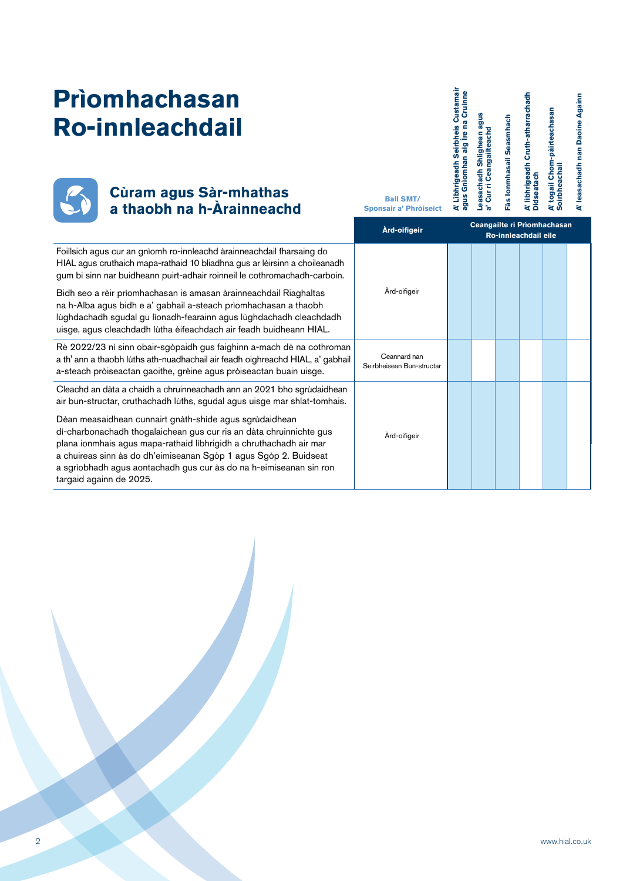# Prìomhachasan Ro-innleachdail

## Cùram agus Sàr-mhathas a thaobh na h-Àrainneachd

| | Ball SMT/ Sponsair a' Phròiseict | A' Lìbhrigeadh Seirbheis Custamair agus Gnìomhan aig Ìre na Cruinne | Leasachadh Shlighean agus a' Cur ri Ceangailteachd | Fàs Ionmhasail Seasmhach | A' lìbhrigeadh Cruth-atharrachadh Didseatach | A' togail Chom-pàirteachasan Soirbheachail | A' leasachadh nan Daoine Againn |
|---|---|---|---|---|---|---|---|
| | Àrd-oifigeir | Ceangailte ri Prìomhachasan Ro-innleachdail eile | | | | | |
| Foillsich agus cur an gnìomh ro-innleachd àrainneachdail fharsaing do HIAL agus cruthaich mapa-rathaid 10 bliadhna gus ar lèirsinn a choileanadh gum bi sinn nar buidheann puirt-adhair roinneil le cothromachadh-carboin.<br><br>Bidh seo a rèir prìomhachasan is amasan àrainneachdail Riaghaltas na h-Alba agus bidh e a' gabhail a-steach prìomhachasan a thaobh lùghdachadh sgudal gu lìonadh-fearainn agus lùghdachadh cleachdadh uisge, agus cleachdadh lùtha èifeachdach air feadh buidheann HIAL. | Àrd-oifigeir | ✓ | ✓ | ✓ | ✓ | ✓ | |
| Rè 2022/23 nì sinn obair-sgòpaidh gus faighinn a-mach dè na cothroman a th' ann a thaobh lùths ath-nuadhachail air feadh oighreachd HIAL, a' gabhail a-steach pròiseactan gaoithe, grèine agus pròiseactan buain uisge. | Ceannard nan Seirbheisean Bun-structar | ✓ | | ✓ | | ✓ | |
| Cleachd an dàta a chaidh a chruinneachadh ann an 2021 bho sgrùdaidhean air bun-structar, cruthachadh lùths, sgudal agus uisge mar shlat-tomhais.<br><br>Dèan measaidhean cunnairt gnàth-shìde agus sgrùdaidhean dì-charbonachadh thogalaichean gus cur ris an dàta chruinnichte gus plana ionmhais agus mapa-rathaid lìbhrigidh a chruthachadh air mar a chuireas sinn às do dh'eimiseanan Sgòp 1 agus Sgòp 2. Buidseat a sgrìobhadh agus aontachadh gus cur às do na h-eimiseanan sin ron targaid againn de 2025. | Àrd-oifigeir | ✓ | ✓ | ✓ | ✓ | ✓ | |

www.hial.co.uk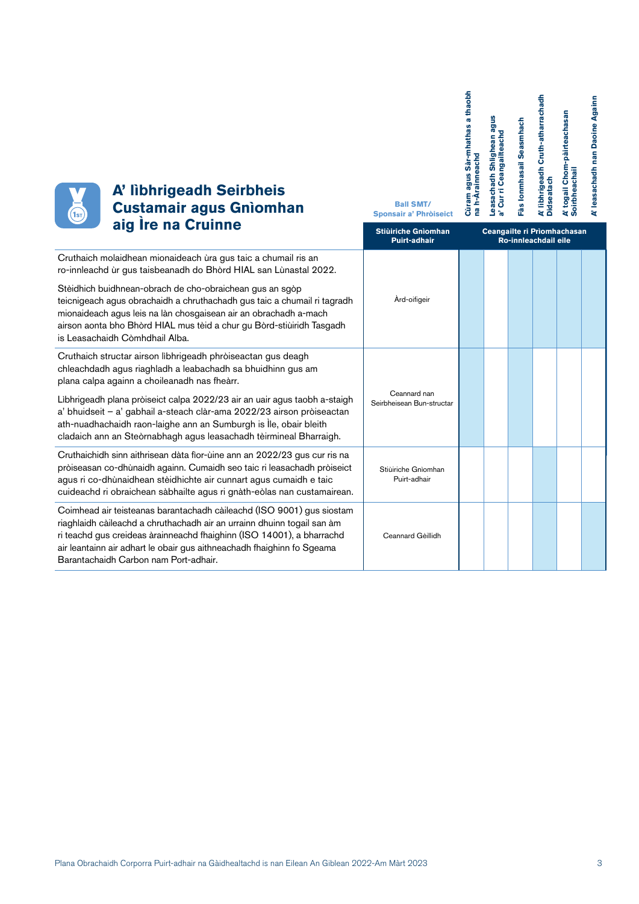## A' lìbhrigeadh Seirbheis Custamair agus Gnìomhan aig Ìre na Cruinne

| | Ball SMT/ Sponsair a' Phròiseict | Cùram agus Sàr-mhathas a thaobh na h-Àrainneachd | Leasachadh Shlighean agus a' Cur ri Ceangailteachd | Fàs Ionmhasail Seasmhach | A' lìbhrigeadh Cruth-atharrachadh Didseatach | A' togail Chom-pàirteachasan Soirbheachail | A' leasachadh nan Daoine Againn |
|---|---|---|---|---|---|---|---|
| | Stiùiriche Gnìomhan Puirt-adhair | Ceangailte ri Prìomhachasan Ro-innleachdail eile | | | | | |
| Cruthaich molaidhean mionaideach ùra gus taic a chumail ris an ro-innleachd ùr gus taisbeanadh do Bhòrd HIAL san Lùnastal 2022.<br><br>Stèidhich buidhnean-obrach de cho-obraichean gus an sgòp teicnigeach agus obrachaidh a chruthachadh gus taic a chumail ri tagradh mionaideach agus leis na làn chosgaisean air an obrachadh a-mach airson aonta bho Bhòrd HIAL mus tèid a chur gu Bòrd-stiùiridh Tasgadh is Leasachaidh Còmhdhail Alba. | Àrd-oifigeir | ✓ | | ✓ | ✓ | ✓ | ✓ |
| Cruthaich structar airson lìbhrigeadh phròiseactan gus deagh chleachdadh agus riaghladh a leabachadh sa bhuidhinn gus am plana calpa againn a choileanadh nas fheàrr.<br><br>Lìbhrigeadh plana pròiseict calpa 2022/23 air an uair agus taobh a-staigh a' bhuidseit – a' gabhail a-steach clàr-ama 2022/23 airson pròiseactan ath-nuadhachaidh raon-laighe ann an Sumburgh is Ìle, obair bleith cladaich ann an Steòrnabhagh agus leasachadh tèirmineal Bharraigh. | Ceannard nan Seirbheisean Bun-structar | ✓ | | ✓ | | | |
| Cruthaichidh sinn aithrisean dàta fìor-ùine ann an 2022/23 gus cur ris na pròiseasan co-dhùnaidh againn. Cumaidh seo taic ri leasachadh pròiseict agus ri co-dhùnaidhean stèidhichte air cunnart agus cumaidh e taic cuideachd ri obraichean sàbhailte agus ri gnàth-eòlas nan custamairean. | Stiùiriche Gnìomhan Puirt-adhair | | | | ✓ | | |
| Coimhead air teisteanas barantachadh càileachd (ISO 9001) gus siostam riaghlaidh càileachd a chruthachadh air an urrainn dhuinn togail san àm ri teachd gus creideas àrainneachd fhaighinn (ISO 14001), a bharrachd air leantainn air adhart le obair gus aithneachadh fhaighinn fo Sgeama Barantachaidh Carbon nam Port-adhair. | Ceannard Gèillidh | ✓ | | | ✓ | | ✓ |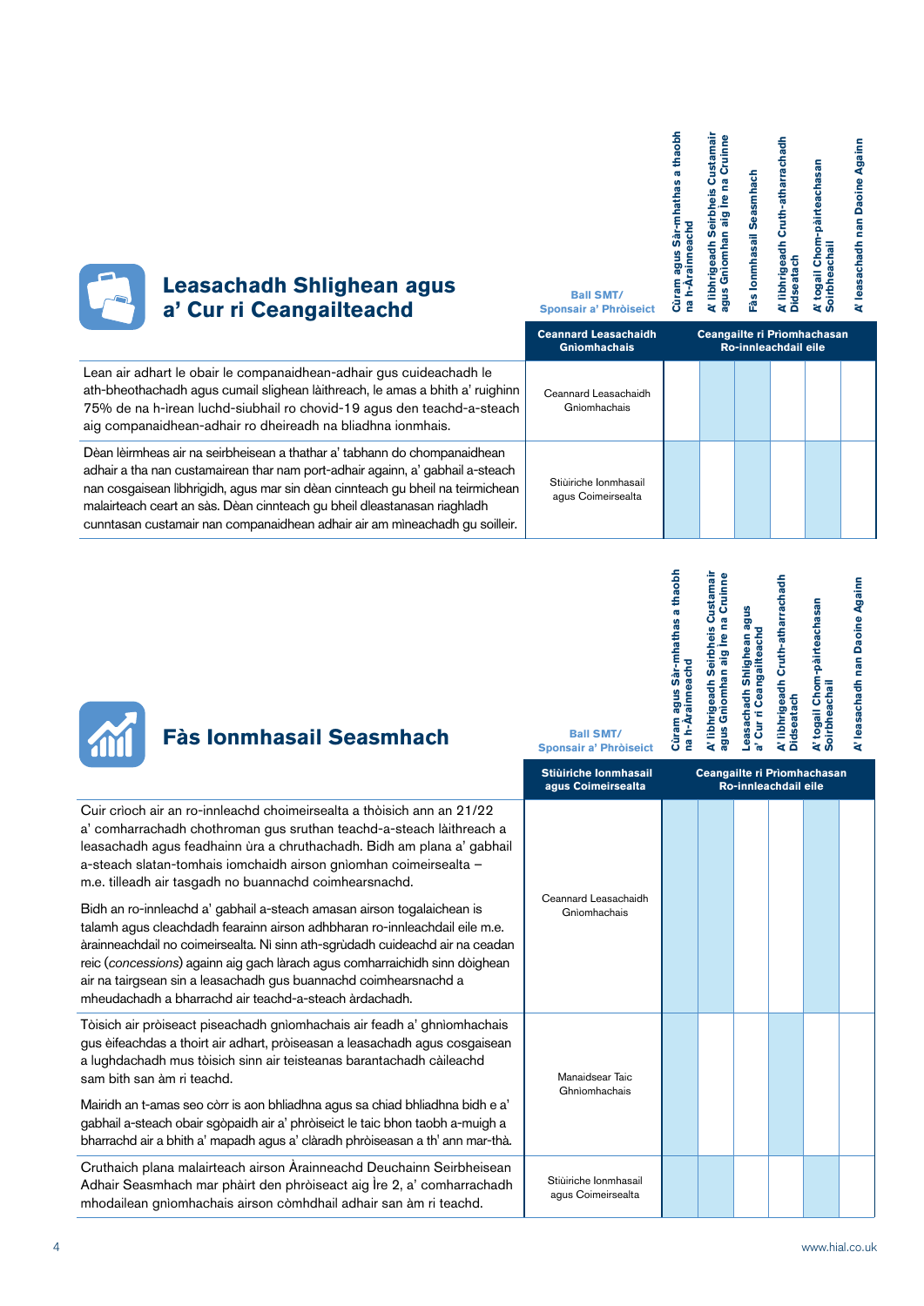## Leasachadh Shlighean agus a' Cur ri Ceangailteachd

| | Ball SMT/ Sponsair a' Phròiseict | Cùram agus Sàr-mhathas a thaobh na h-Àrainneachd | A' lìbhrigeadh Seirbheis Custamair agus Gnìomhan aig Ìre na Cruinne | Fàs Ionmhasail Seasmhach | A' lìbhrigeadh Cruth-atharrachadh Didseatach | A' togail Chom-pàirteachasan Soirbheachail | A' leasachadh nan Daoine Againn |
|---|---|---|---|---|---|---|---|
| | **Ceannard Leasachaidh Gnìomhachais** | **Ceangailte ri Prìomhachasan Ro-innleachdail eile** | | | | | |
| Lean air adhart le obair le companaidhean-adhair gus cuideachadh le ath-bheothachadh agus cumail slighean làithreach, le amas a bhith a' ruighinn 75% de na h-ìrean luchd-siubhail ro chovid-19 agus den teachd-a-steach aig companaidhean-adhair ro dheireadh na bliadhna ionmhais. | Ceannard Leasachaidh Gnìomhachais | | ■ | ■ | | | |
| Dèan lèirmheas air na seirbheisean a thathar a' tabhann do chompanaidhean adhair a tha nan custamairean thar nam port-adhair againn, a' gabhail a-steach nan cosgaisean lìbhrigidh, agus mar sin dèan cinnteach gu bheil na teirmichean malairteach ceart an sàs. Dèan cinnteach gu bheil dleastanasan riaghladh cunntasan custamair nan companaidhean adhair air am mìneachadh gu soilleir. | Stiùiriche Ionmhasail agus Coimeirsealta | ■ | | ■ | | ■ | |

## Fàs Ionmhasail Seasmhach

| | Ball SMT/ Sponsair a' Phròiseict | Cùram agus Sàr-mhathas a thaobh na h-Àrainneachd | A' lìbhrigeadh Seirbheis Custamair agus Gnìomhan aig Ìre na Cruinne | Leasachadh Shlighean agus a' Cur ri Ceangailteachd | A' lìbhrigeadh Cruth-atharrachadh Didseatach | A' togail Chom-pàirteachasan Soirbheachail | A' leasachadh nan Daoine Againn |
|---|---|---|---|---|---|---|---|
| | **Stiùiriche Ionmhasail agus Coimeirsealta** | **Ceangailte ri Prìomhachasan Ro-innleachdail eile** | | | | | |
| Cuir crìoch air an ro-innleachd choimeirsealta a thòisich ann an 21/22 a' comharrachadh chothroman gus sruthan teachd-a-steach làithreach a leasachadh agus feadhainn ùra a chruthachadh. Bidh am plana a' gabhail a-steach slatan-tomhais iomchaidh airson gnìomhan coimeirsealta – m.e. tilleadh air tasgadh no buannachd coimhearsnachd.<br><br>Bidh an ro-innleachd a' gabhail a-steach amasan airson togalaichean is talamh agus cleachdadh fearainn airson adhbharan ro-innleachdail eile m.e. àrainneachdail no coimeirsealta. Nì sinn ath-sgrùdadh cuideachd air na ceadan reic (*concessions*) againn aig gach làrach agus comharraichidh sinn dòighean air na tairgsean sin a leasachadh gus buannachd coimhearsnachd a mheudachadh a bharrachd air teachd-a-steach àrdachadh. | Ceannard Leasachaidh Gnìomhachais | ■ | ■ | | | ■ | |
| Tòisich air pròiseact piseachadh gnìomhachais air feadh a' ghnìomhachais gus èifeachdas a thoirt air adhart, pròiseasan a leasachadh agus cosgaisean a lughdachadh mus tòisich sinn air teisteanas barantachadh càileachd sam bith san àm ri teachd.<br><br>Mairidh an t-amas seo còrr is aon bhliadhna agus sa chiad bhliadhna bidh e a' gabhail a-steach obair sgòpaidh air a' phròiseict le taic bhon taobh a-muigh a bharrachd air a bhith a' mapadh agus a' clàradh phròiseasan a th' ann mar-thà. | Manaidsear Taic Ghnìomhachais | | | | ■ | | |
| Cruthaich plana malairteach airson Àrainneachd Deuchainn Seirbheisean Adhair Seasmhach mar phàirt den phròiseact aig Ìre 2, a' comharrachadh mhodailean gnìomhachais airson còmhdhail adhair san àm ri teachd. | Stiùiriche Ionmhasail agus Coimeirsealta | ■ | ■ | | | ■ | |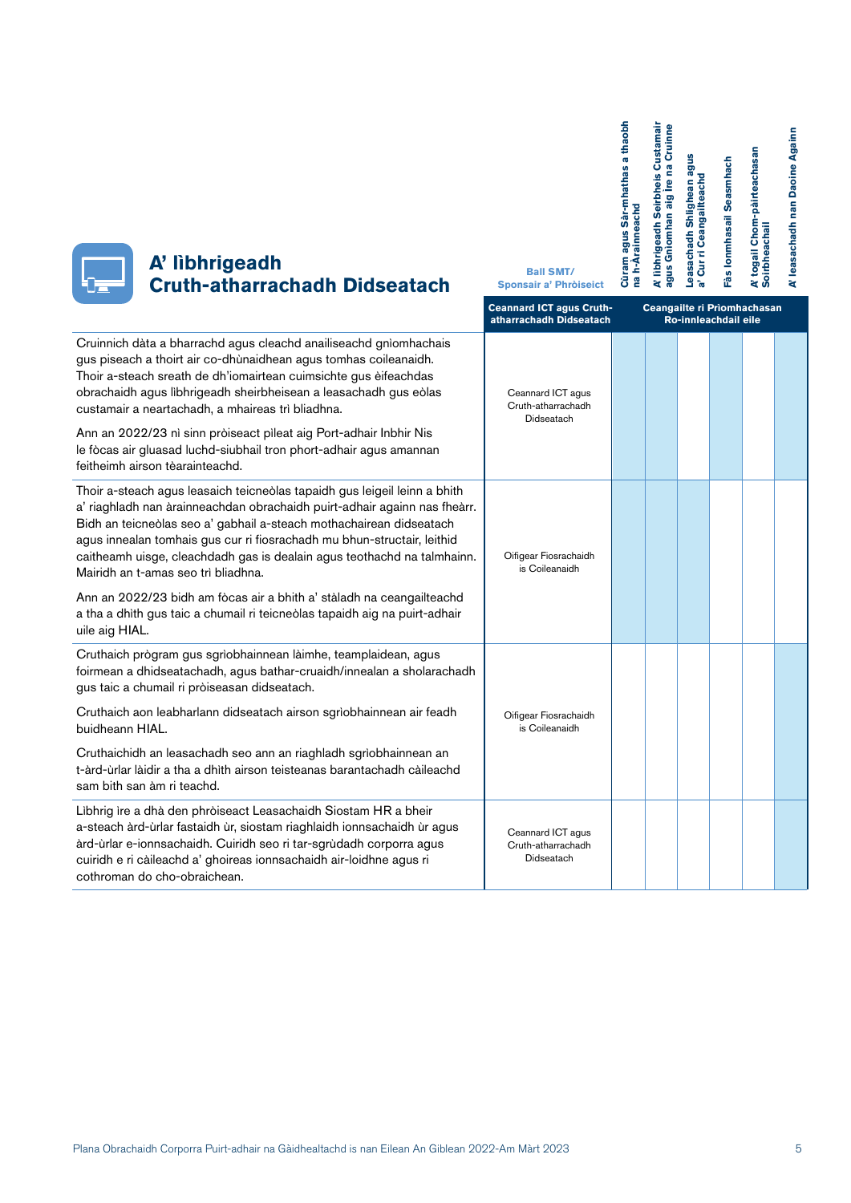# A' lìbhrigeadh Cruth-atharrachadh Didseatach

| | Ball SMT/ Sponsair a' Phròiseict | Cùram agus Sàr-mhathas a thaobh na h-Àrainneachd | A' lìbhrigeadh Seirbheis Custamair agus Gnìomhan aig Ìre na Cruinne | Leasachadh Shlighean agus a' Cur ri Ceangailteachd | Fàs Ionmhasail Seasmhach | A' togail Chom-pàirteachasan Soirbheachail | A' leasachadh nan Daoine Againn |
|---|---|---|---|---|---|---|---|
| | Ceannard ICT agus Cruth-atharrachadh Didseatach | Ceangailte ri Prìomhachasan Ro-innleachdail eile | | | | | |
| Cruinnich dàta a bharrachd agus cleachd anailiseachd gnìomhachais gus piseach a thoirt air co-dhùnaidhean agus tomhas coileanaidh. Thoir a-steach sreath de dh'iomairtean cuimsichte gus èifeachdas obrachaidh agus lìbhrigeadh sheirbheisean a leasachadh gus eòlas custamair a neartachadh, a mhaireas trì bliadhna.<br><br>Ann an 2022/23 nì sinn pròiseact pìleat aig Port-adhair Inbhir Nis le fòcas air gluasad luchd-siubhail tron phort-adhair agus amannan feitheimh airson tèarainteachd. | Ceannard ICT agus Cruth-atharrachadh Didseatach | ✓ | ✓ | | ✓ | | ✓ |
| Thoir a-steach agus leasaich teicneòlas tapaidh gus leigeil leinn a bhith a' riaghladh nan àrainneachdan obrachaidh puirt-adhair againn nas fheàrr. Bidh an teicneòlas seo a' gabhail a-steach mothachairean didseatach agus innealan tomhais gus cur ri fiosrachadh mu bhun-structair, leithid caitheamh uisge, cleachdadh gas is dealain agus teothachd na talmhainn. Mairidh an t-amas seo trì bliadhna.<br><br>Ann an 2022/23 bidh am fòcas air a bhith a' stàladh na ceangailteachd a tha a dhìth gus taic a chumail ri teicneòlas tapaidh aig na puirt-adhair uile aig HIAL. | Oifigear Fiosrachaidh is Coileanaidh | ✓ | ✓ | ✓ | ✓ | | |
| Cruthaich prògram gus sgrìobhainnean làimhe, teamplaidean, agus foirmean a dhidseatachadh, agus bathar-cruaidh/innealan a sholarachadh gus taic a chumail ri pròiseasan didseatach.<br><br>Cruthaich aon leabharlann didseatach airson sgrìobhainnean air feadh buidheann HIAL.<br><br>Cruthaichidh an leasachadh seo ann an riaghladh sgrìobhainnean an t-àrd-ùrlar làidir a tha a dhìth airson teisteanas barantachadh càileachd sam bith san àm ri teachd. | Oifigear Fiosrachaidh is Coileanaidh | | | | | | ✓ |
| Lìbhrig ìre a dhà den phròiseact Leasachaidh Siostam HR a bheir a-steach àrd-ùrlar fastaidh ùr, siostam riaghlaidh ionnsachaidh ùr agus àrd-ùrlar e-ionnsachaidh. Cuiridh seo ri tar-sgrùdadh corporra agus cuiridh e ri càileachd a' ghoireas ionnsachaidh air-loidhne agus ri cothroman do cho-obraichean. | Ceannard ICT agus Cruth-atharrachadh Didseatach | | | | | | ✓ |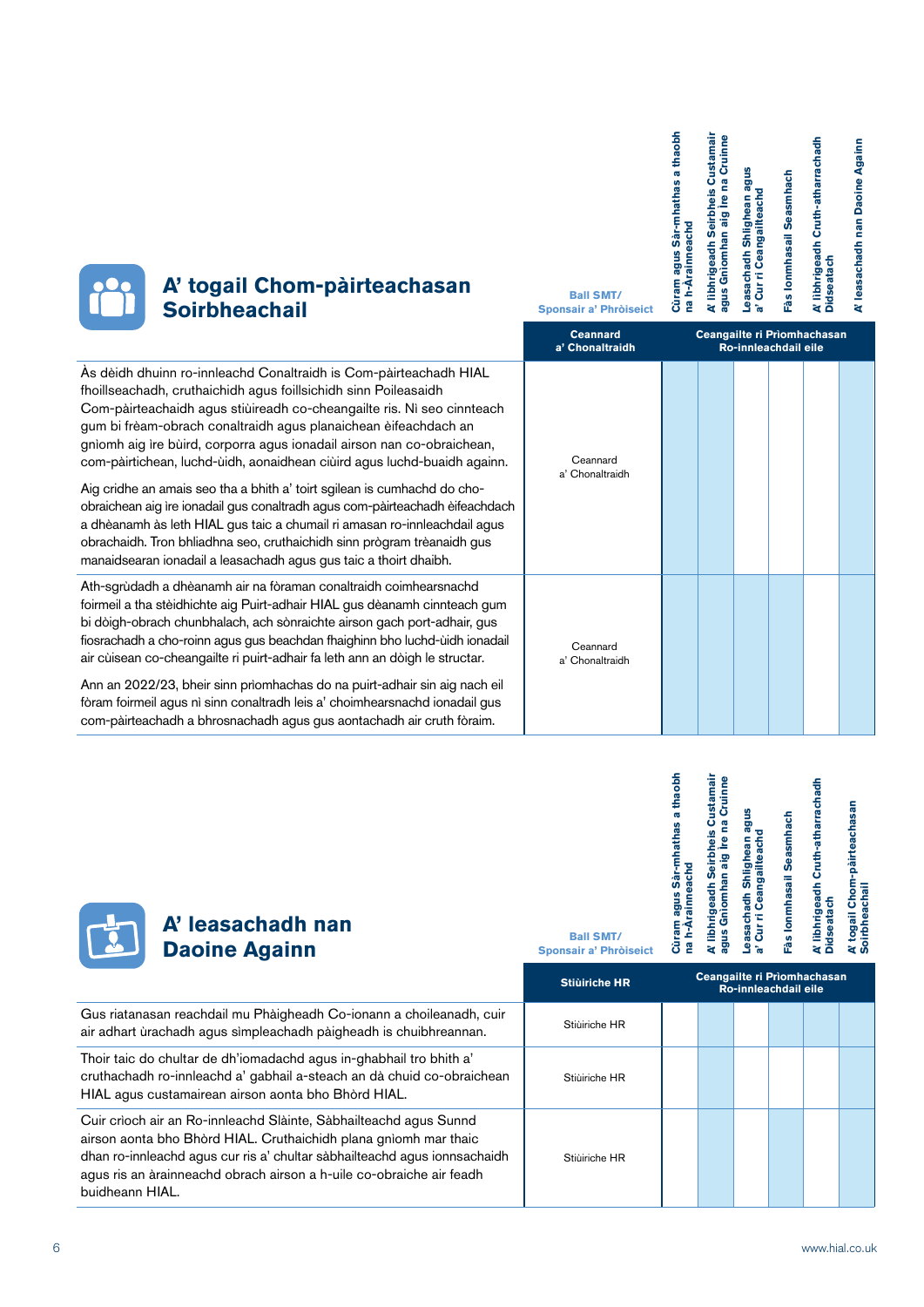## A' togail Chom-pàirteachasan Soirbheachail

| | Ball SMT/ Sponsair a' Phròiseict | Cùram agus Sàr-mhathas a thaobh na h-Àrainneachd | A' lìbhrigeadh Seirbheis Custamair agus Gnìomhan aig Ìre na Cruinne | Leasachadh Shlighean agus a' Cur ri Ceangailteachd | Fàs Ionmhasail Seasmhach | A' lìbhrigeadh Cruth-atharrachadh Didseatach | A' leasachadh nan Daoine Againn |
|---|---|---|---|---|---|---|---|
| | **Ceannard a' Chonaltraidh** | **Ceangailte ri Prìomhachasan Ro-innleachdail eile** | | | | | |
| Às dèidh dhuinn ro-innleachd Conaltraidh is Com-pàirteachadh HIAL fhoillseachadh, cruthaichidh agus foillsichidh sinn Poileasaidh Com-pàirteachaidh agus stiùireadh co-cheangailte ris. Nì seo cinnteach gum bi frèam-obrach conaltraidh agus planaichean èifeachdach an gnìomh aig ìre bùird, corporra agus ionadail airson nan co-obraichean, com-pàirtichean, luchd-ùidh, aonaidhean ciùird agus luchd-buaidh againn.<br><br>Aig cridhe an amais seo tha a bhith a' toirt sgilean is cumhachd do cho-obraichean aig ìre ionadail gus conaltradh agus com-pàirteachadh èifeachdach a dhèanamh às leth HIAL gus taic a chumail ri amasan ro-innleachdail agus obrachaidh. Tron bhliadhna seo, cruthaichidh sinn prògram trèanaidh gus manaidsearan ionadail a leasachadh agus gus taic a thoirt dhaibh. | Ceannard a' Chonaltraidh | | | | | | |
| Ath-sgrùdadh a dhèanamh air na fòraman conaltraidh coimhearsnachd foirmeil a tha stèidhichte aig Puirt-adhair HIAL gus dèanamh cinnteach gum bi dòigh-obrach chunbhalach, ach sònraichte airson gach port-adhair, gus fiosrachadh a cho-roinn agus gus beachdan fhaighinn bho luchd-ùidh ionadail air cùisean co-cheangailte ri puirt-adhair fa leth ann an dòigh le structar.<br><br>Ann an 2022/23, bheir sinn prìomhachas do na puirt-adhair sin aig nach eil fòram foirmeil agus nì sinn conaltradh leis a' choimhearsnachd ionadail gus com-pàirteachadh a bhrosnachadh agus gus aontachadh air cruth fòraim. | Ceannard a' Chonaltraidh | | | | | | |

## A' leasachadh nan Daoine Againn

| | Ball SMT/ Sponsair a' Phròiseict | Cùram agus Sàr-mhathas a thaobh na h-Àrainneachd | A' lìbhrigeadh Seirbheis Custamair agus Gnìomhan aig Ìre na Cruinne | Leasachadh Shlighean agus a' Cur ri Ceangailteachd | Fàs Ionmhasail Seasmhach | A' lìbhrigeadh Cruth-atharrachadh Didseatach | A' togail Chom-pàirteachasan Soirbheachail |
|---|---|---|---|---|---|---|---|
| | **Stiùiriche HR** | **Ceangailte ri Prìomhachasan Ro-innleachdail eile** | | | | | |
| Gus riatanasan reachdail mu Phàigheadh Co-ionann a choileanadh, cuir air adhart ùrachadh agus sìmpleachadh pàigheadh is chuibhreannan. | Stiùiriche HR | | | | | | |
| Thoir taic do chultar de dh'iomadachd agus in-ghabhail tro bhith a' cruthachadh ro-innleachd a' gabhail a-steach an dà chuid co-obraichean HIAL agus custamairean airson aonta bho Bhòrd HIAL. | Stiùiriche HR | | | | | | |
| Cuir crìoch air an Ro-innleachd Slàinte, Sàbhailteachd agus Sunnd airson aonta bho Bhòrd HIAL. Cruthaichidh plana gnìomh mar thaic dhan ro-innleachd agus cur ris a' chultar sàbhailteachd agus ionnsachaidh agus ris an àrainneachd obrach airson a h-uile co-obraiche air feadh buidheann HIAL. | Stiùiriche HR | | | | | | |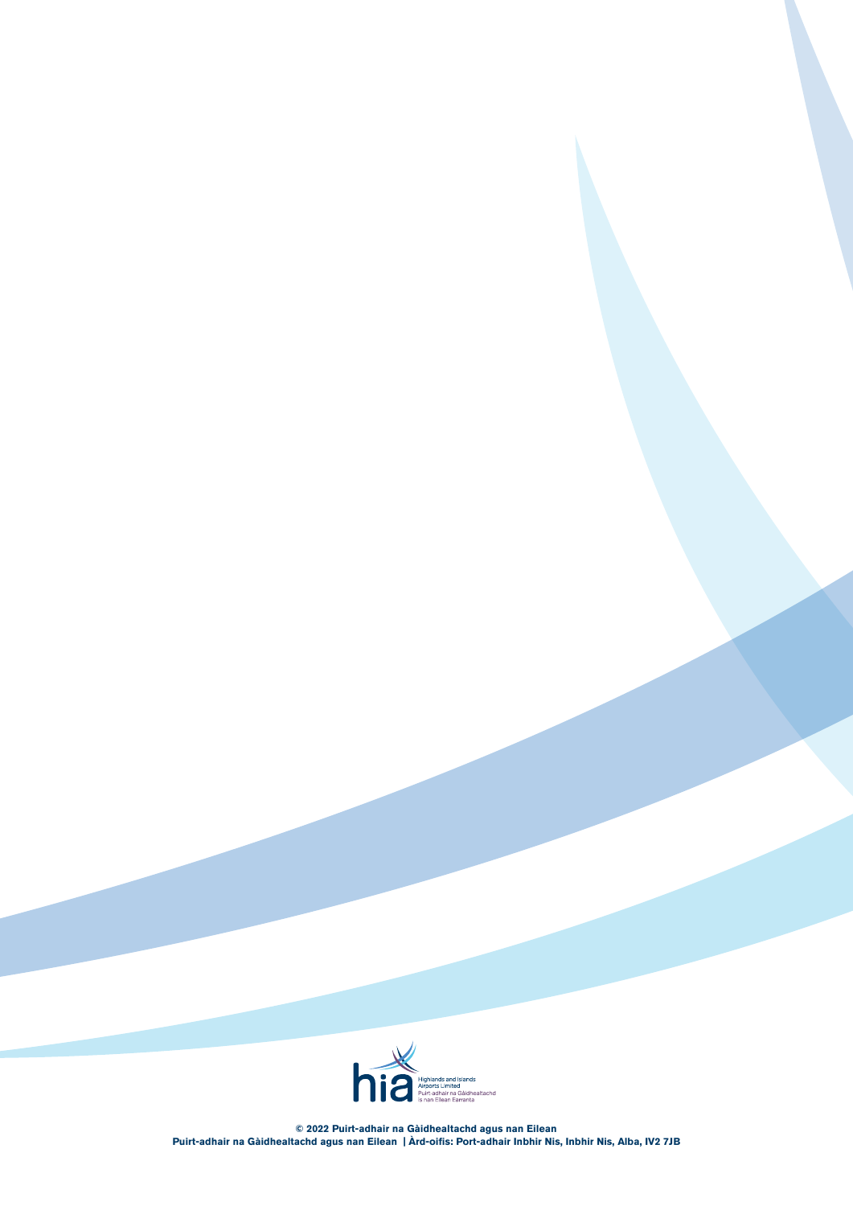Highlands and Islands Airports Limited
Puirt-adhair na Gàidhealtachd is nan Eilean Earranta

**© 2022 Puirt-adhair na Gàidhealtachd agus nan Eilean**
**Puirt-adhair na Gàidhealtachd agus nan Eilean | Àrd-oifis: Port-adhair Inbhir Nis, Inbhir Nis, Alba, IV2 7JB**